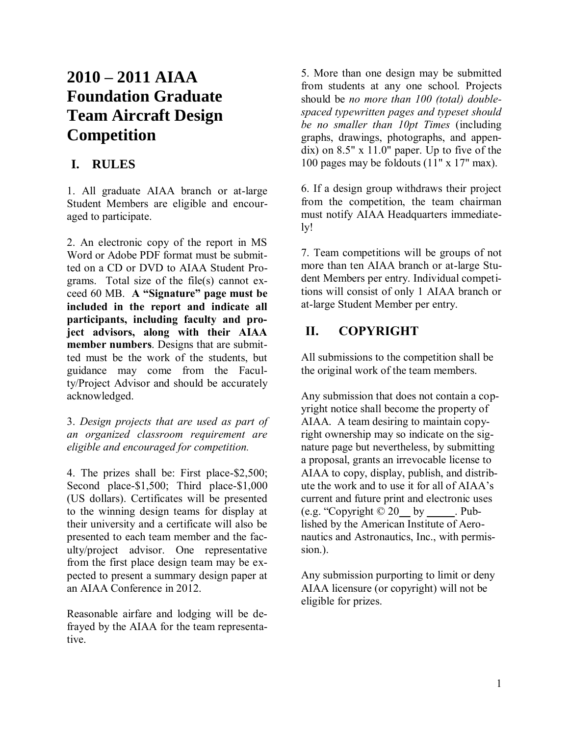# 2010 – 2011 AIAA Foundation Graduate Team Aircraft Design Competition

## I. RULES

1. All graduate AIAA branch or at-large Student Members are eligible and encouraged to participate.

2. An electronic copy of the report in MS Word or Adobe PDF format must be submitted on a CD or DVD to AIAA Student Programs. Total size of the file(s) cannot exceed 60 MB. **A "Signature" page must be included in the report and indicate all participants, including faculty and project advisors, along with their AIAA member numbers**. Designs that are submitted must be the work of the students, but guidance may come from the Faculty/Project Advisor and should be accurately acknowledged.

3. *Design projects that are used as part of an organized classroom requirement are eligible and encouraged for competition.*

4. The prizes shall be: First place-$2,500; Second place-$1,500; Third place-$1,000 (US dollars). Certificates will be presented to the winning design teams for display at their university and a certificate will also be presented to each team member and the faculty/project advisor. One representative from the first place design team may be expected to present a summary design paper at an AIAA Conference in 2012.

Reasonable airfare and lodging will be defrayed by the AIAA for the team representative.

5. More than one design may be submitted from students at any one school. Projects should be *no more than 100 (total) double-spaced typewritten pages and typeset should be no smaller than 10pt Times* (including graphs, drawings, photographs, and appendix) on 8.5" x 11.0" paper. Up to five of the 100 pages may be foldouts (11" x 17" max).

6. If a design group withdraws their project from the competition, the team chairman must notify AIAA Headquarters immediately!

7. Team competitions will be groups of not more than ten AIAA branch or at-large Student Members per entry. Individual competitions will consist of only 1 AIAA branch or at-large Student Member per entry.

## II. COPYRIGHT

All submissions to the competition shall be the original work of the team members.

Any submission that does not contain a copyright notice shall become the property of AIAA. A team desiring to maintain copyright ownership may so indicate on the signature page but nevertheless, by submitting a proposal, grants an irrevocable license to AIAA to copy, display, publish, and distribute the work and to use it for all of AIAA's current and future print and electronic uses (e.g. "Copyright © 20__ by _____. Published by the American Institute of Aeronautics and Astronautics, Inc., with permission.).

Any submission purporting to limit or deny AIAA licensure (or copyright) will not be eligible for prizes.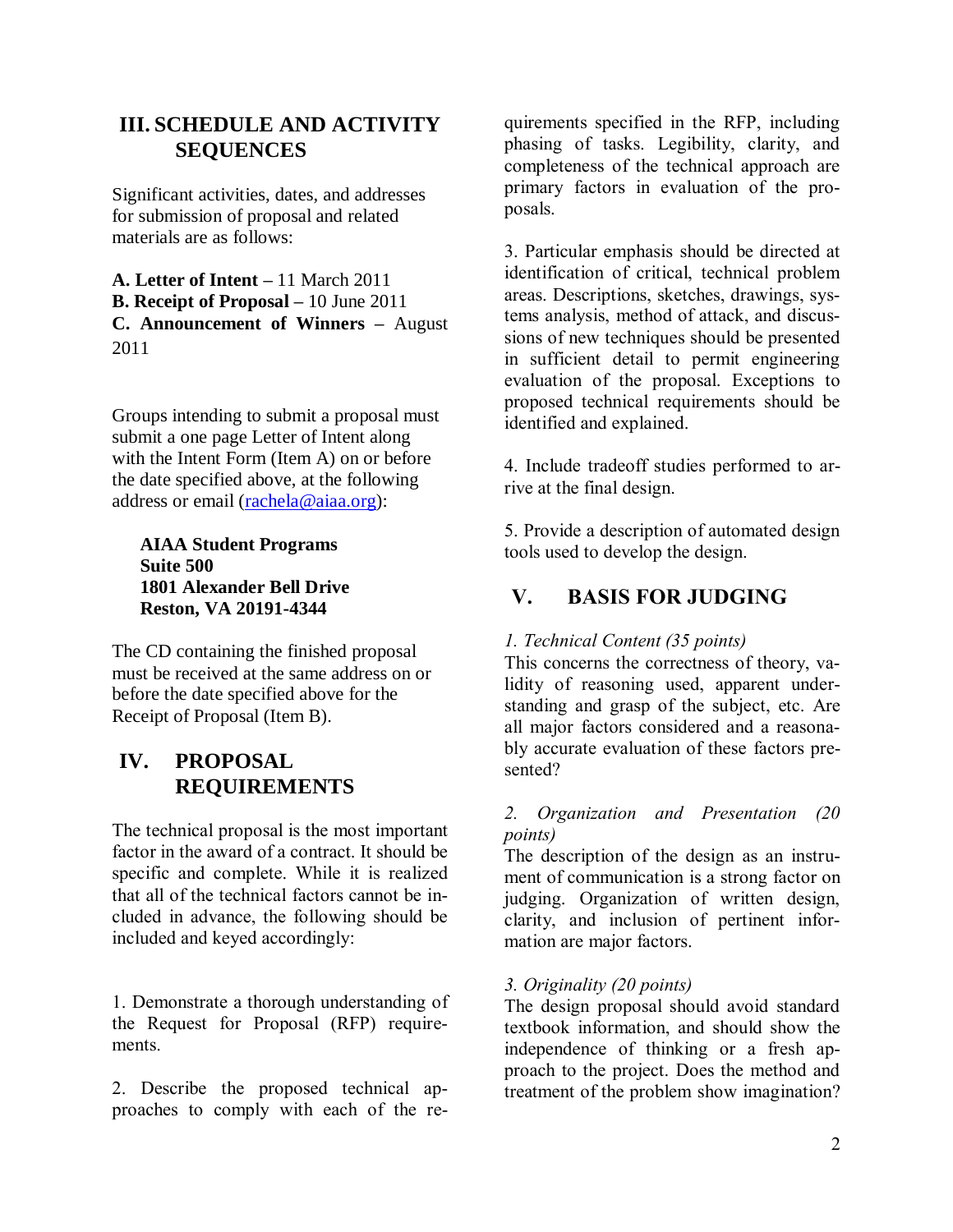## III. SCHEDULE AND ACTIVITY SEQUENCES

Significant activities, dates, and addresses for submission of proposal and related materials are as follows:

**A. Letter of Intent –** 11 March 2011
**B. Receipt of Proposal –** 10 June 2011
**C. Announcement of Winners –** August 2011

Groups intending to submit a proposal must submit a one page Letter of Intent along with the Intent Form (Item A) on or before the date specified above, at the following address or email (rachela@aiaa.org):

**AIAA Student Programs**
**Suite 500**
**1801 Alexander Bell Drive**
**Reston, VA 20191-4344**

The CD containing the finished proposal must be received at the same address on or before the date specified above for the Receipt of Proposal (Item B).

## IV. PROPOSAL REQUIREMENTS

The technical proposal is the most important factor in the award of a contract. It should be specific and complete. While it is realized that all of the technical factors cannot be included in advance, the following should be included and keyed accordingly:

1. Demonstrate a thorough understanding of the Request for Proposal (RFP) requirements.

2. Describe the proposed technical approaches to comply with each of the requirements specified in the RFP, including phasing of tasks. Legibility, clarity, and completeness of the technical approach are primary factors in evaluation of the proposals.

3. Particular emphasis should be directed at identification of critical, technical problem areas. Descriptions, sketches, drawings, systems analysis, method of attack, and discussions of new techniques should be presented in sufficient detail to permit engineering evaluation of the proposal. Exceptions to proposed technical requirements should be identified and explained.

4. Include tradeoff studies performed to arrive at the final design.

5. Provide a description of automated design tools used to develop the design.

## V. BASIS FOR JUDGING

*1. Technical Content (35 points)*
This concerns the correctness of theory, validity of reasoning used, apparent understanding and grasp of the subject, etc. Are all major factors considered and a reasonably accurate evaluation of these factors presented?

*2. Organization and Presentation (20 points)*
The description of the design as an instrument of communication is a strong factor on judging. Organization of written design, clarity, and inclusion of pertinent information are major factors.

*3. Originality (20 points)*
The design proposal should avoid standard textbook information, and should show the independence of thinking or a fresh approach to the project. Does the method and treatment of the problem show imagination?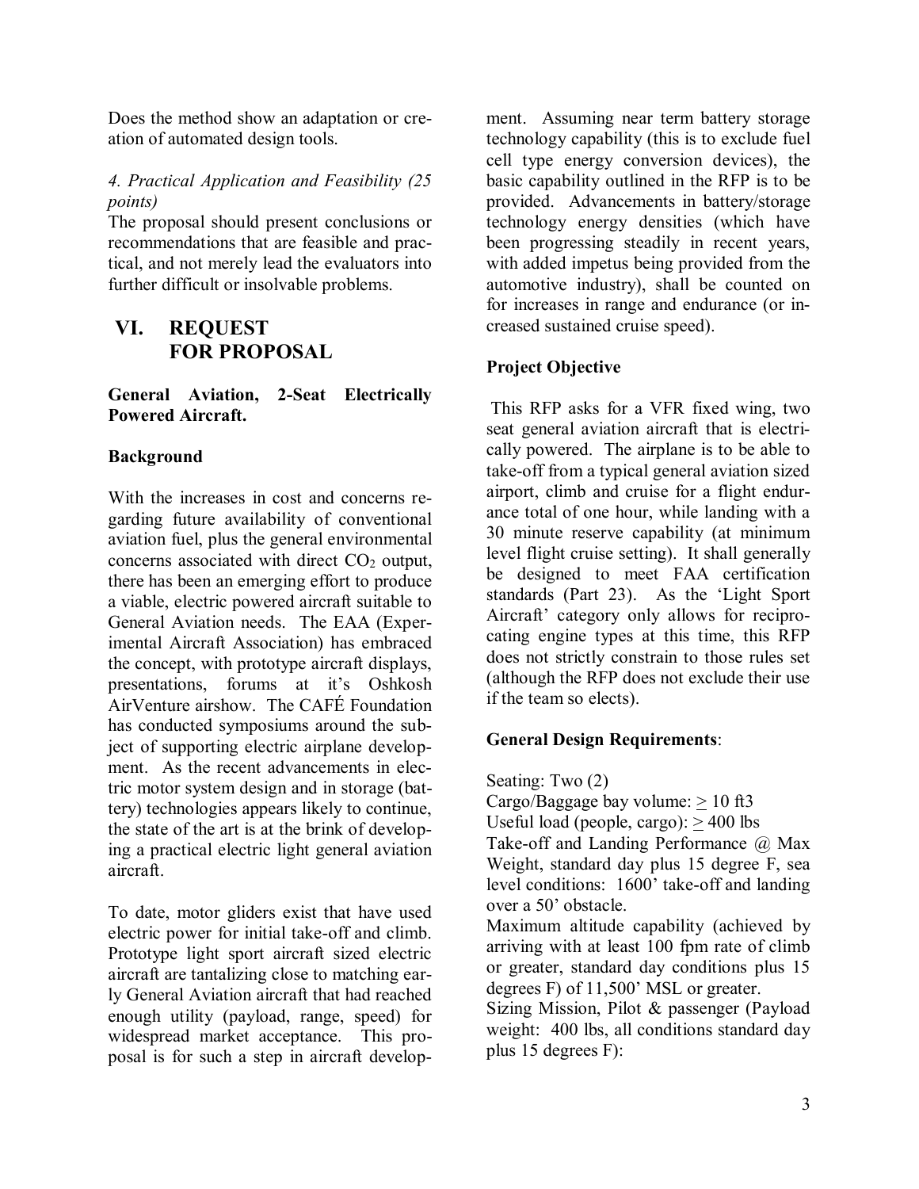Does the method show an adaptation or creation of automated design tools.

*4. Practical Application and Feasibility (25 points)*

The proposal should present conclusions or recommendations that are feasible and practical, and not merely lead the evaluators into further difficult or insolvable problems.

## VI. REQUEST FOR PROPOSAL

**General Aviation, 2-Seat Electrically Powered Aircraft.**

**Background**

With the increases in cost and concerns regarding future availability of conventional aviation fuel, plus the general environmental concerns associated with direct $CO_2$ output, there has been an emerging effort to produce a viable, electric powered aircraft suitable to General Aviation needs. The EAA (Experimental Aircraft Association) has embraced the concept, with prototype aircraft displays, presentations, forums at it's Oshkosh AirVenture airshow. The CAFÉ Foundation has conducted symposiums around the subject of supporting electric airplane development. As the recent advancements in electric motor system design and in storage (battery) technologies appears likely to continue, the state of the art is at the brink of developing a practical electric light general aviation aircraft.

To date, motor gliders exist that have used electric power for initial take-off and climb. Prototype light sport aircraft sized electric aircraft are tantalizing close to matching early General Aviation aircraft that had reached enough utility (payload, range, speed) for widespread market acceptance. This proposal is for such a step in aircraft development. Assuming near term battery storage technology capability (this is to exclude fuel cell type energy conversion devices), the basic capability outlined in the RFP is to be provided. Advancements in battery/storage technology energy densities (which have been progressing steadily in recent years, with added impetus being provided from the automotive industry), shall be counted on for increases in range and endurance (or increased sustained cruise speed).

**Project Objective**

This RFP asks for a VFR fixed wing, two seat general aviation aircraft that is electrically powered. The airplane is to be able to take-off from a typical general aviation sized airport, climb and cruise for a flight endurance total of one hour, while landing with a 30 minute reserve capability (at minimum level flight cruise setting). It shall generally be designed to meet FAA certification standards (Part 23). As the 'Light Sport Aircraft' category only allows for reciprocating engine types at this time, this RFP does not strictly constrain to those rules set (although the RFP does not exclude their use if the team so elects).

**General Design Requirements**:

Seating: Two (2)

Cargo/Baggage bay volume: $\geq$ 10 ft3

Useful load (people, cargo): $\geq$ 400 lbs

Take-off and Landing Performance @ Max Weight, standard day plus 15 degree F, sea level conditions: 1600' take-off and landing over a 50' obstacle.

Maximum altitude capability (achieved by arriving with at least 100 fpm rate of climb or greater, standard day conditions plus 15 degrees F) of 11,500' MSL or greater.

Sizing Mission, Pilot & passenger (Payload weight: 400 lbs, all conditions standard day plus 15 degrees F):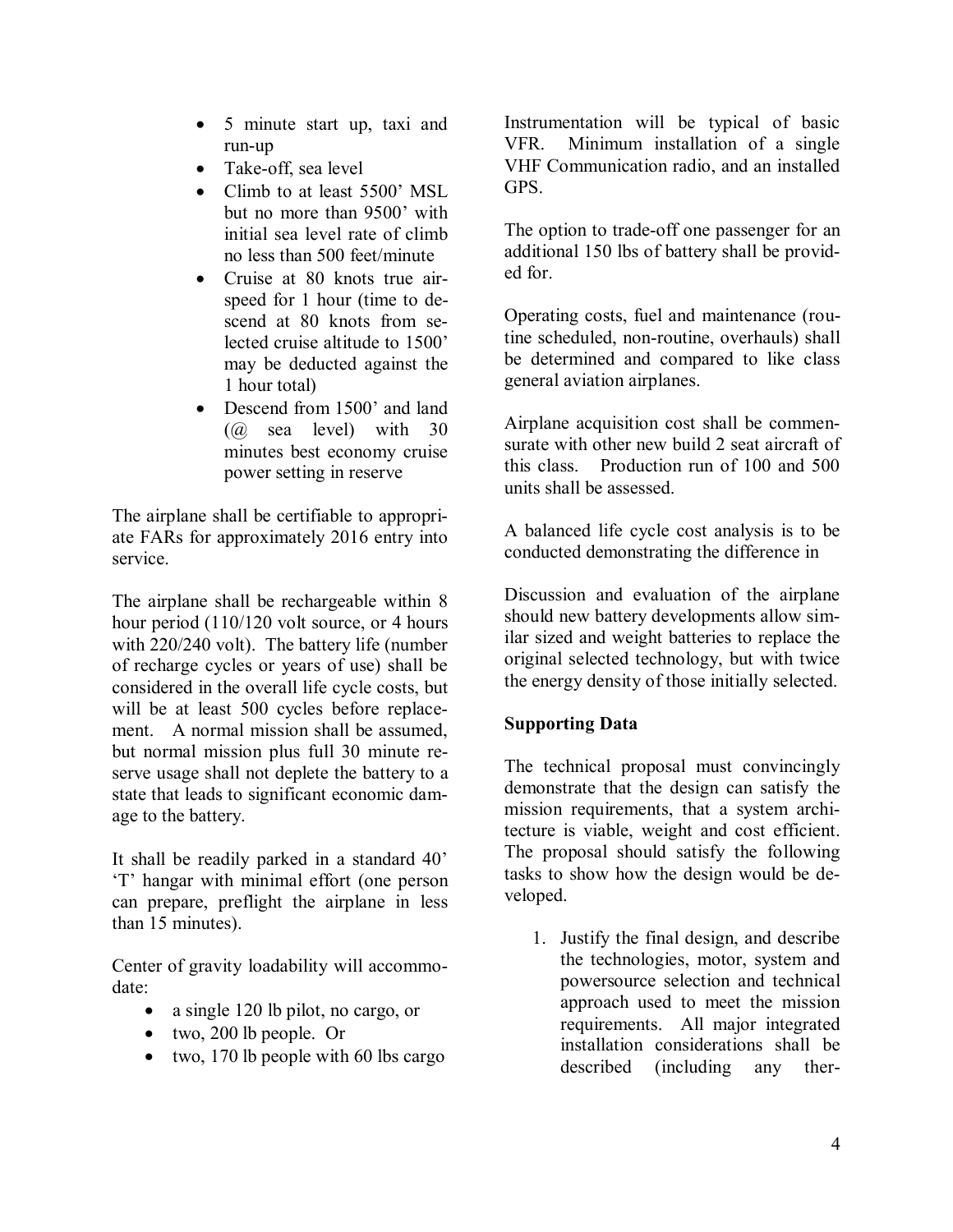- 5 minute start up, taxi and run-up
- Take-off, sea level
- Climb to at least 5500' MSL but no more than 9500' with initial sea level rate of climb no less than 500 feet/minute
- Cruise at 80 knots true airspeed for 1 hour (time to descend at 80 knots from selected cruise altitude to 1500' may be deducted against the 1 hour total)
- Descend from 1500' and land (@ sea level) with 30 minutes best economy cruise power setting in reserve

The airplane shall be certifiable to appropriate FARs for approximately 2016 entry into service.

The airplane shall be rechargeable within 8 hour period (110/120 volt source, or 4 hours with 220/240 volt). The battery life (number of recharge cycles or years of use) shall be considered in the overall life cycle costs, but will be at least 500 cycles before replacement. A normal mission shall be assumed, but normal mission plus full 30 minute reserve usage shall not deplete the battery to a state that leads to significant economic damage to the battery.

It shall be readily parked in a standard 40' 'T' hangar with minimal effort (one person can prepare, preflight the airplane in less than 15 minutes).

Center of gravity loadability will accommodate:

- a single 120 lb pilot, no cargo, or
- two, 200 lb people. Or
- two, 170 lb people with 60 lbs cargo

Instrumentation will be typical of basic VFR. Minimum installation of a single VHF Communication radio, and an installed GPS.

The option to trade-off one passenger for an additional 150 lbs of battery shall be provided for.

Operating costs, fuel and maintenance (routine scheduled, non-routine, overhauls) shall be determined and compared to like class general aviation airplanes.

Airplane acquisition cost shall be commensurate with other new build 2 seat aircraft of this class. Production run of 100 and 500 units shall be assessed.

A balanced life cycle cost analysis is to be conducted demonstrating the difference in

Discussion and evaluation of the airplane should new battery developments allow similar sized and weight batteries to replace the original selected technology, but with twice the energy density of those initially selected.

**Supporting Data**

The technical proposal must convincingly demonstrate that the design can satisfy the mission requirements, that a system architecture is viable, weight and cost efficient. The proposal should satisfy the following tasks to show how the design would be developed.

1. Justify the final design, and describe the technologies, motor, system and powersource selection and technical approach used to meet the mission requirements. All major integrated installation considerations shall be described (including any ther-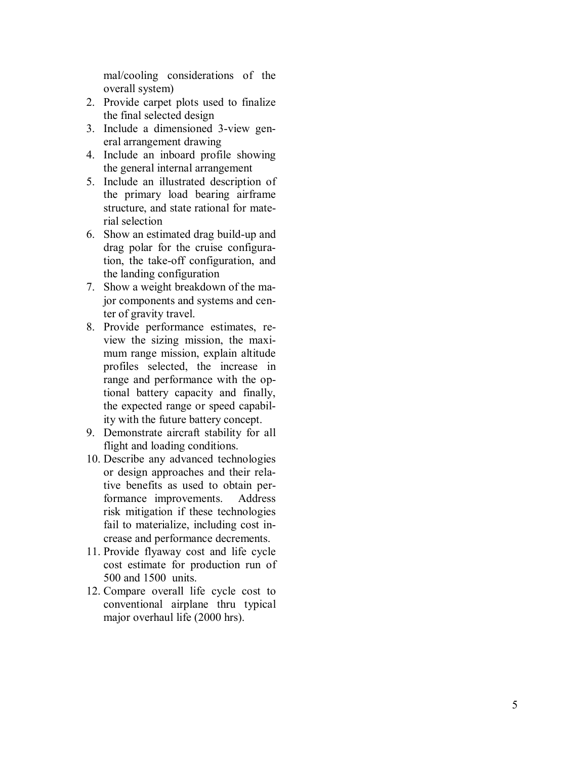mal/cooling considerations of the overall system)

2. Provide carpet plots used to finalize the final selected design
3. Include a dimensioned 3-view general arrangement drawing
4. Include an inboard profile showing the general internal arrangement
5. Include an illustrated description of the primary load bearing airframe structure, and state rational for material selection
6. Show an estimated drag build-up and drag polar for the cruise configuration, the take-off configuration, and the landing configuration
7. Show a weight breakdown of the major components and systems and center of gravity travel.
8. Provide performance estimates, review the sizing mission, the maximum range mission, explain altitude profiles selected, the increase in range and performance with the optional battery capacity and finally, the expected range or speed capability with the future battery concept.
9. Demonstrate aircraft stability for all flight and loading conditions.
10. Describe any advanced technologies or design approaches and their relative benefits as used to obtain performance improvements. Address risk mitigation if these technologies fail to materialize, including cost increase and performance decrements.
11. Provide flyaway cost and life cycle cost estimate for production run of 500 and 1500 units.
12. Compare overall life cycle cost to conventional airplane thru typical major overhaul life (2000 hrs).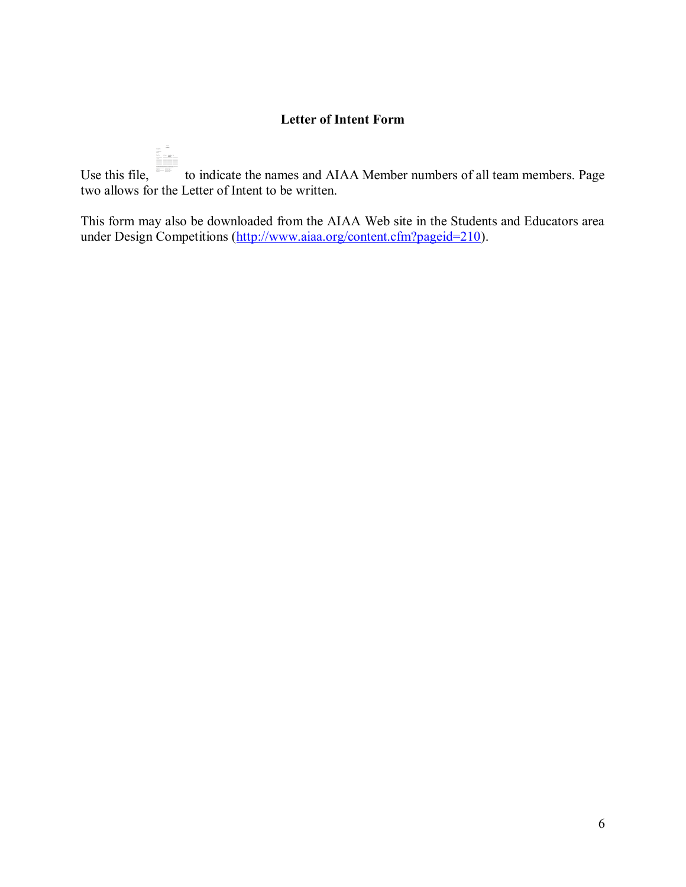### Letter of Intent Form

Use this file, to indicate the names and AIAA Member numbers of all team members. Page two allows for the Letter of Intent to be written.

This form may also be downloaded from the AIAA Web site in the Students and Educators area under Design Competitions (http://www.aiaa.org/content.cfm?pageid=210).